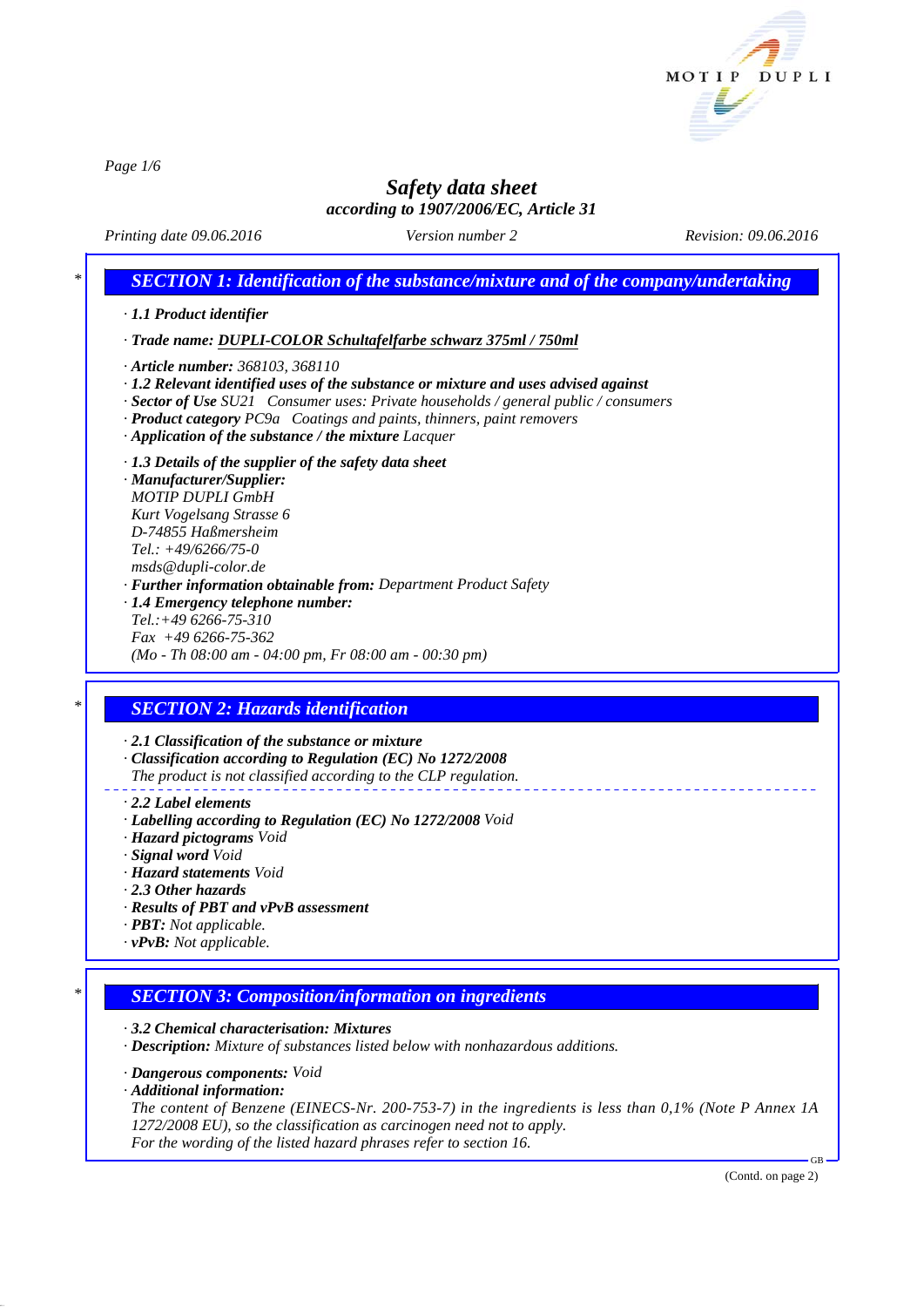# Safety data sheet

*according to 1907/2006/EC, Article 31*

*Printing date 09.06.2016* *Version number 2* *Revision: 09.06.2016*

## SECTION 1: Identification of the substance/mixture and of the company/undertaking

· **1.1 Product identifier**

· **Trade name: DUPLI-COLOR Schultafelfarbe schwarz 375ml / 750ml**

· **Article number:** 368103, 368110
· **1.2 Relevant identified uses of the substance or mixture and uses advised against**
· **Sector of Use** SU21 Consumer uses: Private households / general public / consumers
· **Product category** PC9a Coatings and paints, thinners, paint removers
· **Application of the substance / the mixture** Lacquer

· **1.3 Details of the supplier of the safety data sheet**
· **Manufacturer/Supplier:**
MOTIP DUPLI GmbH
Kurt Vogelsang Strasse 6
D-74855 Haßmersheim
Tel.: +49/6266/75-0
msds@dupli-color.de
· **Further information obtainable from:** Department Product Safety
· **1.4 Emergency telephone number:**
Tel.:+49 6266-75-310
Fax +49 6266-75-362
(Mo - Th 08:00 am - 04:00 pm, Fr 08:00 am - 00:30 pm)

## SECTION 2: Hazards identification

· **2.1 Classification of the substance or mixture**
· **Classification according to Regulation (EC) No 1272/2008**
The product is not classified according to the CLP regulation.

· **2.2 Label elements**
· **Labelling according to Regulation (EC) No 1272/2008** Void
· **Hazard pictograms** Void
· **Signal word** Void
· **Hazard statements** Void
· **2.3 Other hazards**
· **Results of PBT and vPvB assessment**
· **PBT:** Not applicable.
· **vPvB:** Not applicable.

## SECTION 3: Composition/information on ingredients

· **3.2 Chemical characterisation: Mixtures**
· **Description:** Mixture of substances listed below with nonhazardous additions.

· **Dangerous components:** Void
· **Additional information:**
The content of Benzene (EINECS-Nr. 200-753-7) in the ingredients is less than 0,1% (Note P Annex 1A 1272/2008 EU), so the classification as carcinogen need not to apply.
For the wording of the listed hazard phrases refer to section 16.

(Contd. on page 2)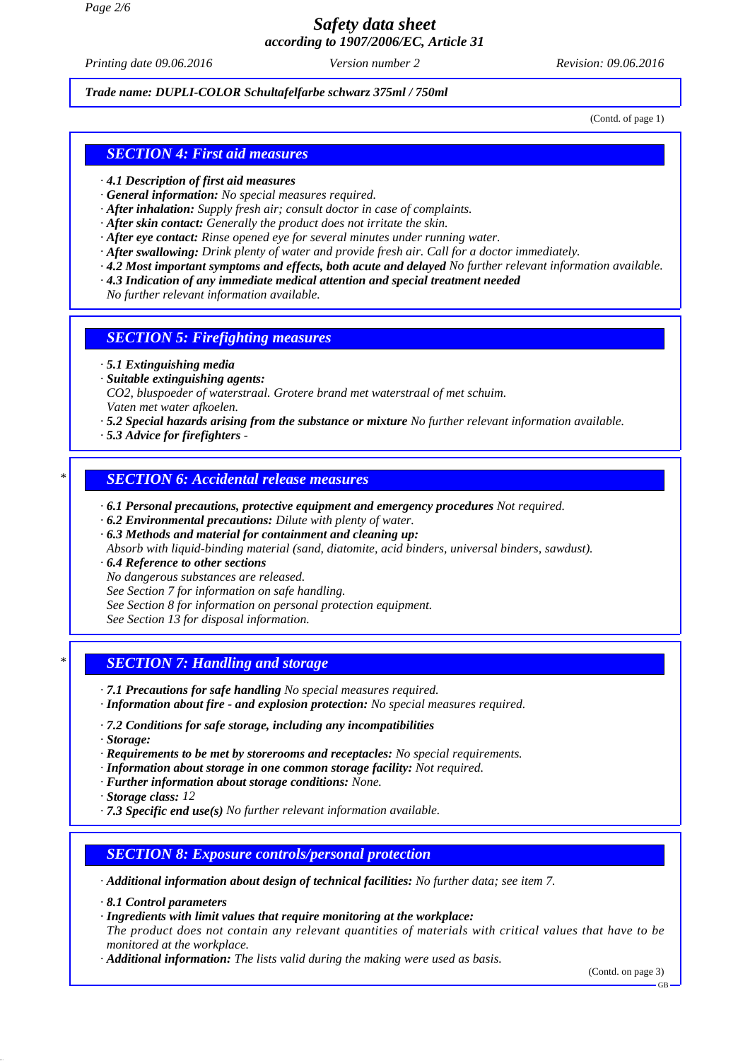*Trade name: DUPLI-COLOR Schultafelfarbe schwarz 375ml / 750ml*

(Contd. of page 1)

## SECTION 4: First aid measures

· **4.1 Description of first aid measures**
· **General information:** No special measures required.
· **After inhalation:** Supply fresh air; consult doctor in case of complaints.
· **After skin contact:** Generally the product does not irritate the skin.
· **After eye contact:** Rinse opened eye for several minutes under running water.
· **After swallowing:** Drink plenty of water and provide fresh air. Call for a doctor immediately.
· **4.2 Most important symptoms and effects, both acute and delayed** No further relevant information available.
· **4.3 Indication of any immediate medical attention and special treatment needed**
No further relevant information available.

## SECTION 5: Firefighting measures

· **5.1 Extinguishing media**
· **Suitable extinguishing agents:**
$CO_2$, bluspoeder of waterstraal. Grotere brand met waterstraal of met schuim.
Vaten met water afkoelen.
· **5.2 Special hazards arising from the substance or mixture** No further relevant information available.
· **5.3 Advice for firefighters** -

## * SECTION 6: Accidental release measures

· **6.1 Personal precautions, protective equipment and emergency procedures** Not required.
· **6.2 Environmental precautions:** Dilute with plenty of water.
· **6.3 Methods and material for containment and cleaning up:**
Absorb with liquid-binding material (sand, diatomite, acid binders, universal binders, sawdust).
· **6.4 Reference to other sections**
No dangerous substances are released.
See Section 7 for information on safe handling.
See Section 8 for information on personal protection equipment.
See Section 13 for disposal information.

## * SECTION 7: Handling and storage

· **7.1 Precautions for safe handling** No special measures required.
· **Information about fire - and explosion protection:** No special measures required.

· **7.2 Conditions for safe storage, including any incompatibilities**
· **Storage:**
· **Requirements to be met by storerooms and receptacles:** No special requirements.
· **Information about storage in one common storage facility:** Not required.
· **Further information about storage conditions:** None.
· **Storage class:** 12
· **7.3 Specific end use(s)** No further relevant information available.

## SECTION 8: Exposure controls/personal protection

· **Additional information about design of technical facilities:** No further data; see item 7.

· **8.1 Control parameters**
· **Ingredients with limit values that require monitoring at the workplace:**
The product does not contain any relevant quantities of materials with critical values that have to be monitored at the workplace.
· **Additional information:** The lists valid during the making were used as basis.

(Contd. on page 3)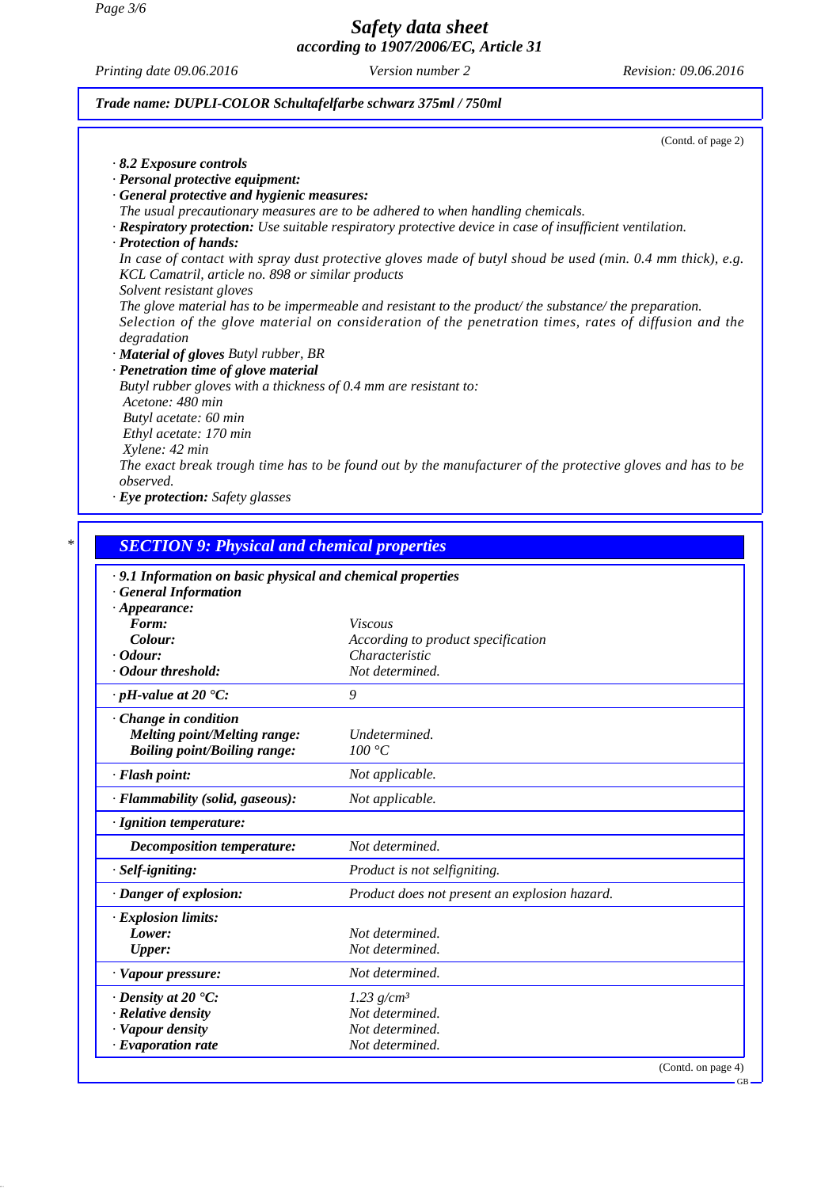*Safety data sheet*
*according to 1907/2006/EC, Article 31*

*Printing date 09.06.2016* *Version number 2* *Revision: 09.06.2016*

***Trade name: DUPLI-COLOR Schultafelfarbe schwarz 375ml / 750ml***

(Contd. of page 2)

· ***8.2 Exposure controls***
· ***Personal protective equipment:***
· ***General protective and hygienic measures:***
*The usual precautionary measures are to be adhered to when handling chemicals.*
· ***Respiratory protection:*** *Use suitable respiratory protective device in case of insufficient ventilation.*
· ***Protection of hands:***
*In case of contact with spray dust protective gloves made of butyl shoud be used (min. 0.4 mm thick), e.g. KCL Camatril, article no. 898 or similar products*
*Solvent resistant gloves*
*The glove material has to be impermeable and resistant to the product/ the substance/ the preparation.*
*Selection of the glove material on consideration of the penetration times, rates of diffusion and the degradation*
· ***Material of gloves*** *Butyl rubber, BR*
· ***Penetration time of glove material***
*Butyl rubber gloves with a thickness of 0.4 mm are resistant to:*
*Acetone: 480 min*
*Butyl acetate: 60 min*
*Ethyl acetate: 170 min*
*Xylene: 42 min*
*The exact break trough time has to be found out by the manufacturer of the protective gloves and has to be observed.*
· ***Eye protection:*** *Safety glasses*

\*

## *SECTION 9: Physical and chemical properties*

· ***9.1 Information on basic physical and chemical properties***
· ***General Information***

| | |
|---|---|
| · ***Appearance:*** | |
| ***Form:*** | *Viscous* |
| ***Colour:*** | *According to product specification* |
| · ***Odour:*** | *Characteristic* |
| · ***Odour threshold:*** | *Not determined.* |
| · ***pH-value at 20 °C:*** | *9* |
| · ***Change in condition*** | |
| ***Melting point/Melting range:*** | *Undetermined.* |
| ***Boiling point/Boiling range:*** | *100 °C* |
| · ***Flash point:*** | *Not applicable.* |
| · ***Flammability (solid, gaseous):*** | *Not applicable.* |
| · ***Ignition temperature:*** | |
| ***Decomposition temperature:*** | *Not determined.* |
| · ***Self-igniting:*** | *Product is not selfigniting.* |
| · ***Danger of explosion:*** | *Product does not present an explosion hazard.* |
| · ***Explosion limits:*** | |
| ***Lower:*** | *Not determined.* |
| ***Upper:*** | *Not determined.* |
| · ***Vapour pressure:*** | *Not determined.* |
| · ***Density at 20 °C:*** | *1.23 g/cm³* |
| · ***Relative density*** | *Not determined.* |
| · ***Vapour density*** | *Not determined.* |
| · ***Evaporation rate*** | *Not determined.* |

(Contd. on page 4)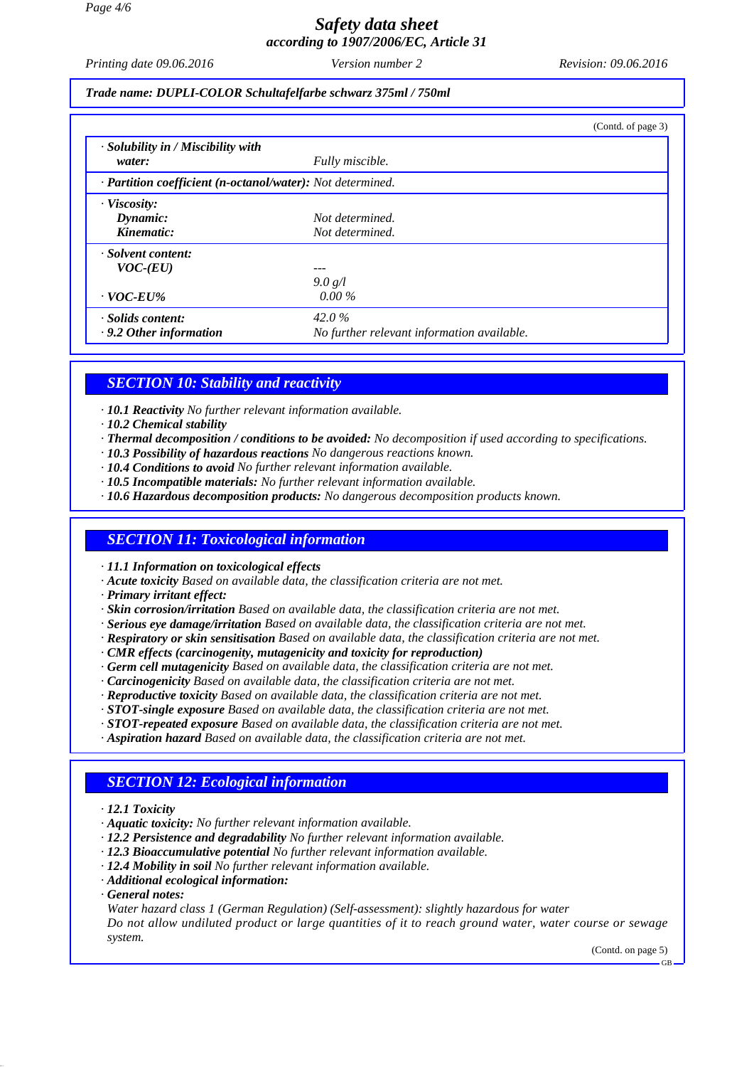*Trade name: DUPLI-COLOR Schultafelfarbe schwarz 375ml / 750ml*

(Contd. of page 3)

| | |
|---|---|
| · ***Solubility in / Miscibility with water:*** | *Fully miscible.* |
| · ***Partition coefficient (n-octanol/water):*** *Not determined.* | |
| · ***Viscosity:*** | |
| ***Dynamic:*** | *Not determined.* |
| ***Kinematic:*** | *Not determined.* |
| · ***Solvent content:*** | |
| ***VOC-(EU)*** | *---* |
| | *9.0 g/l* |
| · ***VOC-EU%*** | *0.00 %* |
| · ***Solids content:*** | *42.0 %* |
| · ***9.2 Other information*** | *No further relevant information available.* |

## SECTION 10: Stability and reactivity

· ***10.1 Reactivity*** *No further relevant information available.*
· ***10.2 Chemical stability***
· ***Thermal decomposition / conditions to be avoided:*** *No decomposition if used according to specifications.*
· ***10.3 Possibility of hazardous reactions*** *No dangerous reactions known.*
· ***10.4 Conditions to avoid*** *No further relevant information available.*
· ***10.5 Incompatible materials:*** *No further relevant information available.*
· ***10.6 Hazardous decomposition products:*** *No dangerous decomposition products known.*

## SECTION 11: Toxicological information

· ***11.1 Information on toxicological effects***
· ***Acute toxicity*** *Based on available data, the classification criteria are not met.*
· ***Primary irritant effect:***
· ***Skin corrosion/irritation*** *Based on available data, the classification criteria are not met.*
· ***Serious eye damage/irritation*** *Based on available data, the classification criteria are not met.*
· ***Respiratory or skin sensitisation*** *Based on available data, the classification criteria are not met.*
· ***CMR effects (carcinogenity, mutagenicity and toxicity for reproduction)***
· ***Germ cell mutagenicity*** *Based on available data, the classification criteria are not met.*
· ***Carcinogenicity*** *Based on available data, the classification criteria are not met.*
· ***Reproductive toxicity*** *Based on available data, the classification criteria are not met.*
· ***STOT-single exposure*** *Based on available data, the classification criteria are not met.*
· ***STOT-repeated exposure*** *Based on available data, the classification criteria are not met.*
· ***Aspiration hazard*** *Based on available data, the classification criteria are not met.*

## SECTION 12: Ecological information

· ***12.1 Toxicity***
· ***Aquatic toxicity:*** *No further relevant information available.*
· ***12.2 Persistence and degradability*** *No further relevant information available.*
· ***12.3 Bioaccumulative potential*** *No further relevant information available.*
· ***12.4 Mobility in soil*** *No further relevant information available.*
· ***Additional ecological information:***
· ***General notes:***
*Water hazard class 1 (German Regulation) (Self-assessment): slightly hazardous for water*
*Do not allow undiluted product or large quantities of it to reach ground water, water course or sewage system.*

(Contd. on page 5)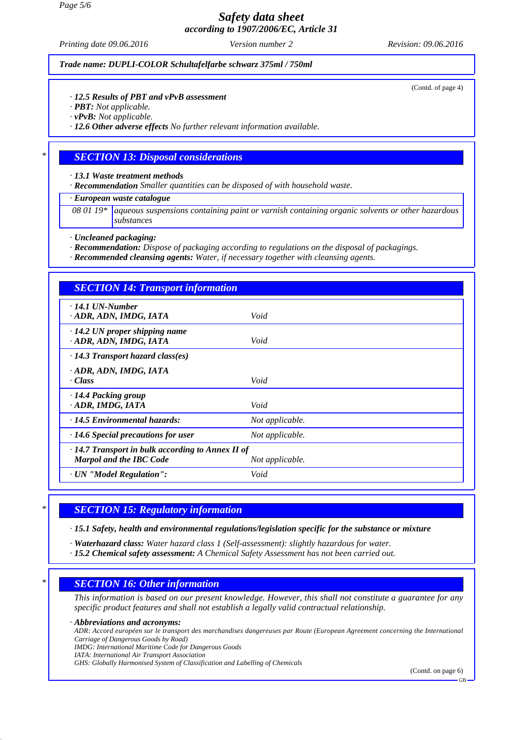**Trade name: DUPLI-COLOR Schultafelfarbe schwarz 375ml / 750ml**

(Contd. of page 4)

· **12.5 Results of PBT and vPvB assessment**
· **PBT:** Not applicable.
· **vPvB:** Not applicable.
· **12.6 Other adverse effects** No further relevant information available.

## SECTION 13: Disposal considerations

· **13.1 Waste treatment methods**
· **Recommendation** Smaller quantities can be disposed of with household waste.

· **European waste catalogue**

| | |
|---|---|
| 08 01 19* | aqueous suspensions containing paint or varnish containing organic solvents or other hazardous substances |

· **Uncleaned packaging:**
· **Recommendation:** Dispose of packaging according to regulations on the disposal of packagings.
· **Recommended cleansing agents:** Water, if necessary together with cleansing agents.

## SECTION 14: Transport information

| | |
|---|---|
| · **14.1 UN-Number** · **ADR, ADN, IMDG, IATA** | Void |
| · **14.2 UN proper shipping name** · **ADR, ADN, IMDG, IATA** | Void |
| · **14.3 Transport hazard class(es)** · **ADR, ADN, IMDG, IATA** · **Class** | Void |
| · **14.4 Packing group** · **ADR, IMDG, IATA** | Void |
| · **14.5 Environmental hazards:** | Not applicable. |
| · **14.6 Special precautions for user** | Not applicable. |
| · **14.7 Transport in bulk according to Annex II of Marpol and the IBC Code** | Not applicable. |
| · **UN "Model Regulation":** | Void |

## SECTION 15: Regulatory information

· **15.1 Safety, health and environmental regulations/legislation specific for the substance or mixture**

· **Waterhazard class:** Water hazard class 1 (Self-assessment): slightly hazardous for water.
· **15.2 Chemical safety assessment:** A Chemical Safety Assessment has not been carried out.

## SECTION 16: Other information

This information is based on our present knowledge. However, this shall not constitute a guarantee for any specific product features and shall not establish a legally valid contractual relationship.

· **Abbreviations and acronyms:**
ADR: Accord européen sur le transport des marchandises dangereuses par Route (European Agreement concerning the International Carriage of Dangerous Goods by Road)
IMDG: International Maritime Code for Dangerous Goods
IATA: International Air Transport Association
GHS: Globally Harmonised System of Classification and Labelling of Chemicals

(Contd. on page 6)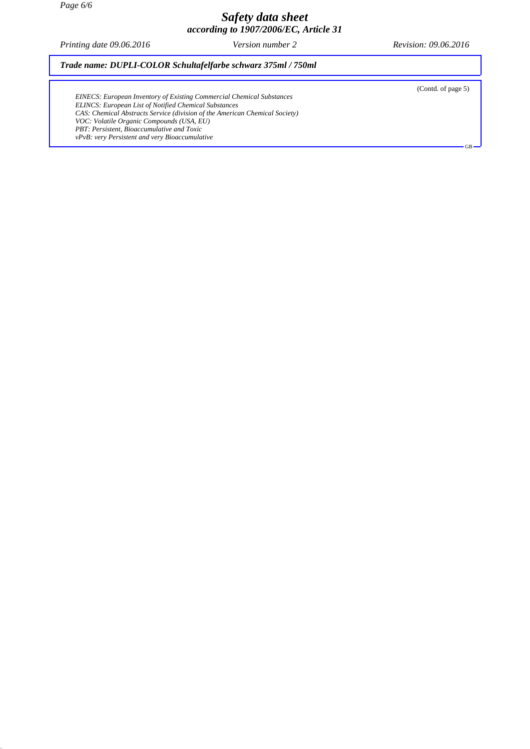*EINECS: European Inventory of Existing Commercial Chemical Substances*
*ELINCS: European List of Notified Chemical Substances*
*CAS: Chemical Abstracts Service (division of the American Chemical Society)*
*VOC: Volatile Organic Compounds (USA, EU)*
*PBT: Persistent, Bioaccumulative and Toxic*
*vPvB: very Persistent and very Bioaccumulative*